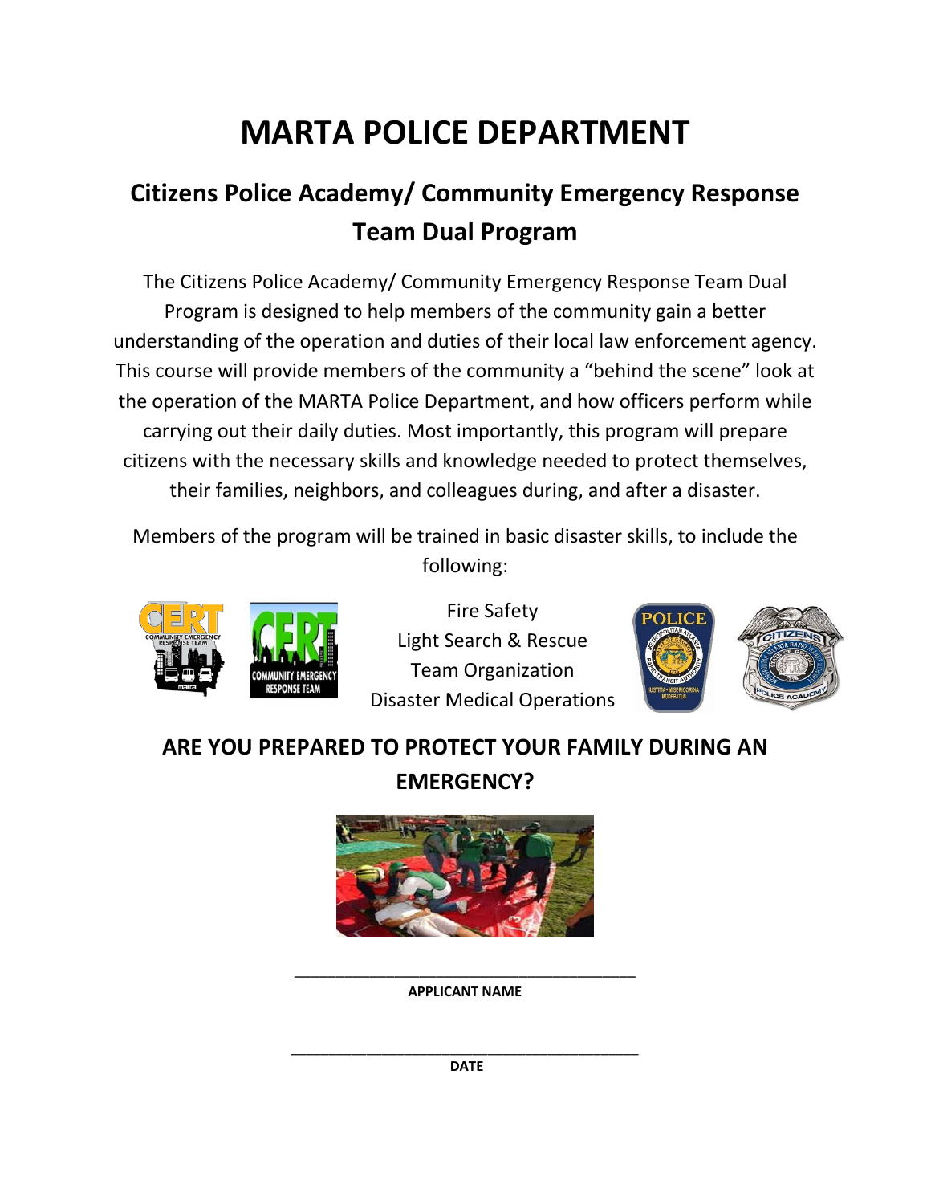# MARTA POLICE DEPARTMENT

## Citizens Police Academy/ Community Emergency Response Team Dual Program

The Citizens Police Academy/ Community Emergency Response Team Dual Program is designed to help members of the community gain a better understanding of the operation and duties of their local law enforcement agency. This course will provide members of the community a "behind the scene" look at the operation of the MARTA Police Department, and how officers perform while carrying out their daily duties. Most importantly, this program will prepare citizens with the necessary skills and knowledge needed to protect themselves, their families, neighbors, and colleagues during, and after a disaster.

Members of the program will be trained in basic disaster skills, to include the following:

Fire Safety
Light Search & Rescue
Team Organization
Disaster Medical Operations

**ARE YOU PREPARED TO PROTECT YOUR FAMILY DURING AN EMERGENCY?**

\_\_\_\_\_\_\_\_\_\_\_\_\_\_\_\_\_\_\_\_\_\_\_\_\_\_\_\_\_\_\_\_\_\_\_\_\_\_\_\_\_\_

**APPLICANT NAME**

\_\_\_\_\_\_\_\_\_\_\_\_\_\_\_\_\_\_\_\_\_\_\_\_\_\_\_\_\_\_\_\_\_\_\_\_\_\_\_\_\_\_

**DATE**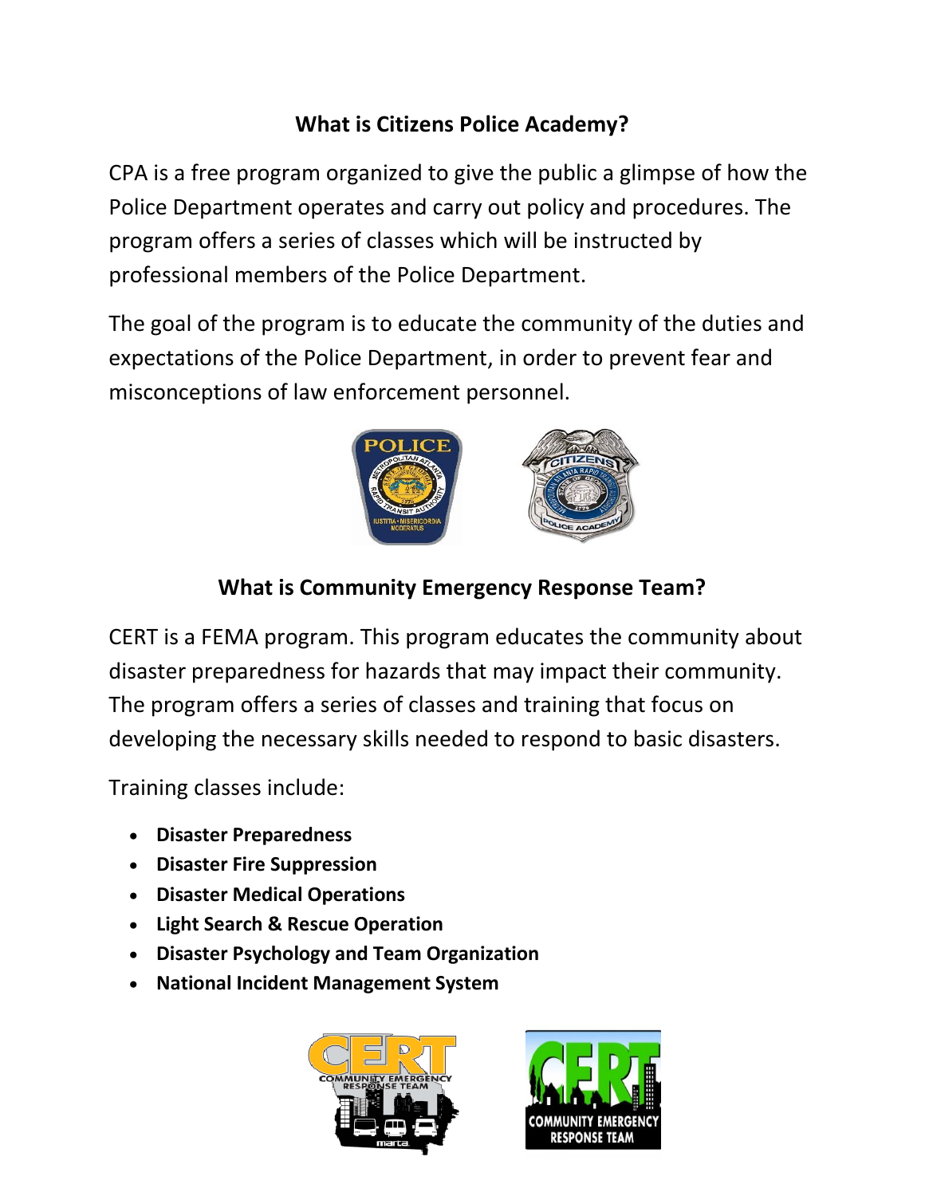## What is Citizens Police Academy?

CPA is a free program organized to give the public a glimpse of how the Police Department operates and carry out policy and procedures. The program offers a series of classes which will be instructed by professional members of the Police Department.

The goal of the program is to educate the community of the duties and expectations of the Police Department, in order to prevent fear and misconceptions of law enforcement personnel.

## What is Community Emergency Response Team?

CERT is a FEMA program. This program educates the community about disaster preparedness for hazards that may impact their community. The program offers a series of classes and training that focus on developing the necessary skills needed to respond to basic disasters.

Training classes include:

- **Disaster Preparedness**
- **Disaster Fire Suppression**
- **Disaster Medical Operations**
- **Light Search & Rescue Operation**
- **Disaster Psychology and Team Organization**
- **National Incident Management System**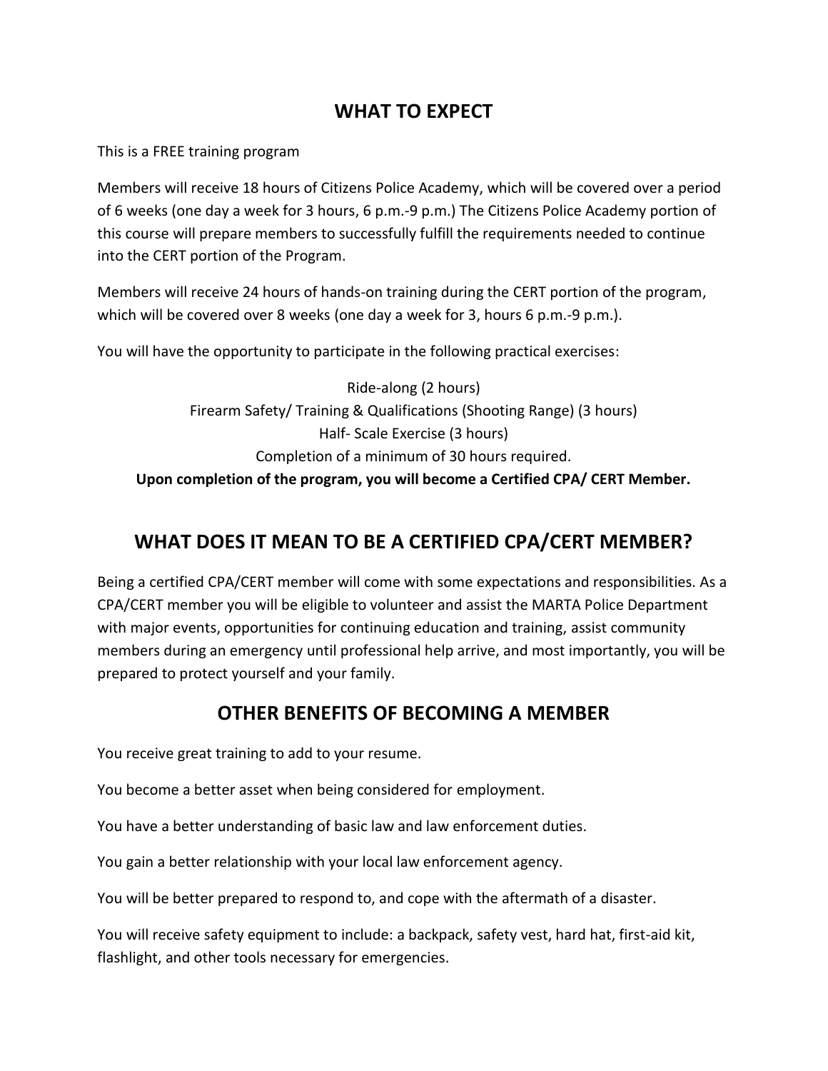## WHAT TO EXPECT

This is a FREE training program

Members will receive 18 hours of Citizens Police Academy, which will be covered over a period of 6 weeks (one day a week for 3 hours, 6 p.m.-9 p.m.) The Citizens Police Academy portion of this course will prepare members to successfully fulfill the requirements needed to continue into the CERT portion of the Program.

Members will receive 24 hours of hands-on training during the CERT portion of the program, which will be covered over 8 weeks (one day a week for 3, hours 6 p.m.-9 p.m.).

You will have the opportunity to participate in the following practical exercises:

Ride-along (2 hours)
Firearm Safety/ Training & Qualifications (Shooting Range) (3 hours)
Half- Scale Exercise (3 hours)
Completion of a minimum of 30 hours required.

**Upon completion of the program, you will become a Certified CPA/ CERT Member.**

## WHAT DOES IT MEAN TO BE A CERTIFIED CPA/CERT MEMBER?

Being a certified CPA/CERT member will come with some expectations and responsibilities. As a CPA/CERT member you will be eligible to volunteer and assist the MARTA Police Department with major events, opportunities for continuing education and training, assist community members during an emergency until professional help arrive, and most importantly, you will be prepared to protect yourself and your family.

## OTHER BENEFITS OF BECOMING A MEMBER

You receive great training to add to your resume.

You become a better asset when being considered for employment.

You have a better understanding of basic law and law enforcement duties.

You gain a better relationship with your local law enforcement agency.

You will be better prepared to respond to, and cope with the aftermath of a disaster.

You will receive safety equipment to include: a backpack, safety vest, hard hat, first-aid kit, flashlight, and other tools necessary for emergencies.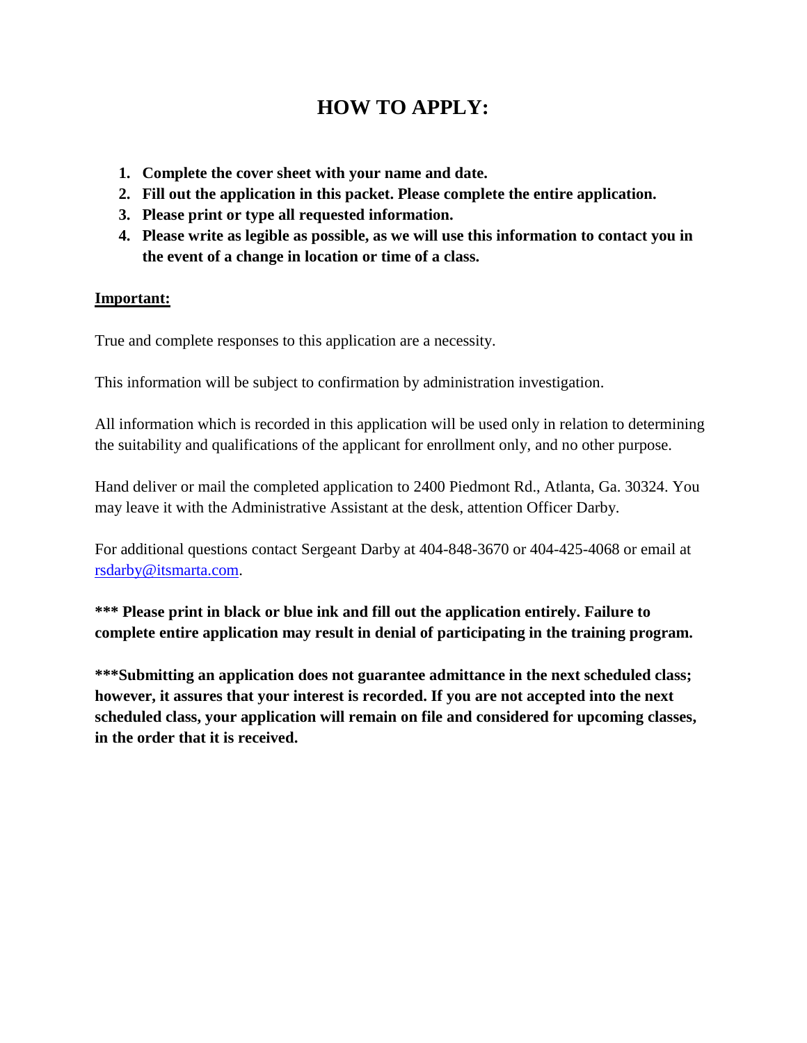# HOW TO APPLY:

1. **Complete the cover sheet with your name and date.**
2. **Fill out the application in this packet. Please complete the entire application.**
3. **Please print or type all requested information.**
4. **Please write as legible as possible, as we will use this information to contact you in the event of a change in location or time of a class.**

**Important:**

True and complete responses to this application are a necessity.

This information will be subject to confirmation by administration investigation.

All information which is recorded in this application will be used only in relation to determining the suitability and qualifications of the applicant for enrollment only, and no other purpose.

Hand deliver or mail the completed application to 2400 Piedmont Rd., Atlanta, Ga. 30324. You may leave it with the Administrative Assistant at the desk, attention Officer Darby.

For additional questions contact Sergeant Darby at 404-848-3670 or 404-425-4068 or email at rsdarby@itsmarta.com.

**\*\*\* Please print in black or blue ink and fill out the application entirely. Failure to complete entire application may result in denial of participating in the training program.**

**\*\*\*Submitting an application does not guarantee admittance in the next scheduled class; however, it assures that your interest is recorded. If you are not accepted into the next scheduled class, your application will remain on file and considered for upcoming classes, in the order that it is received.**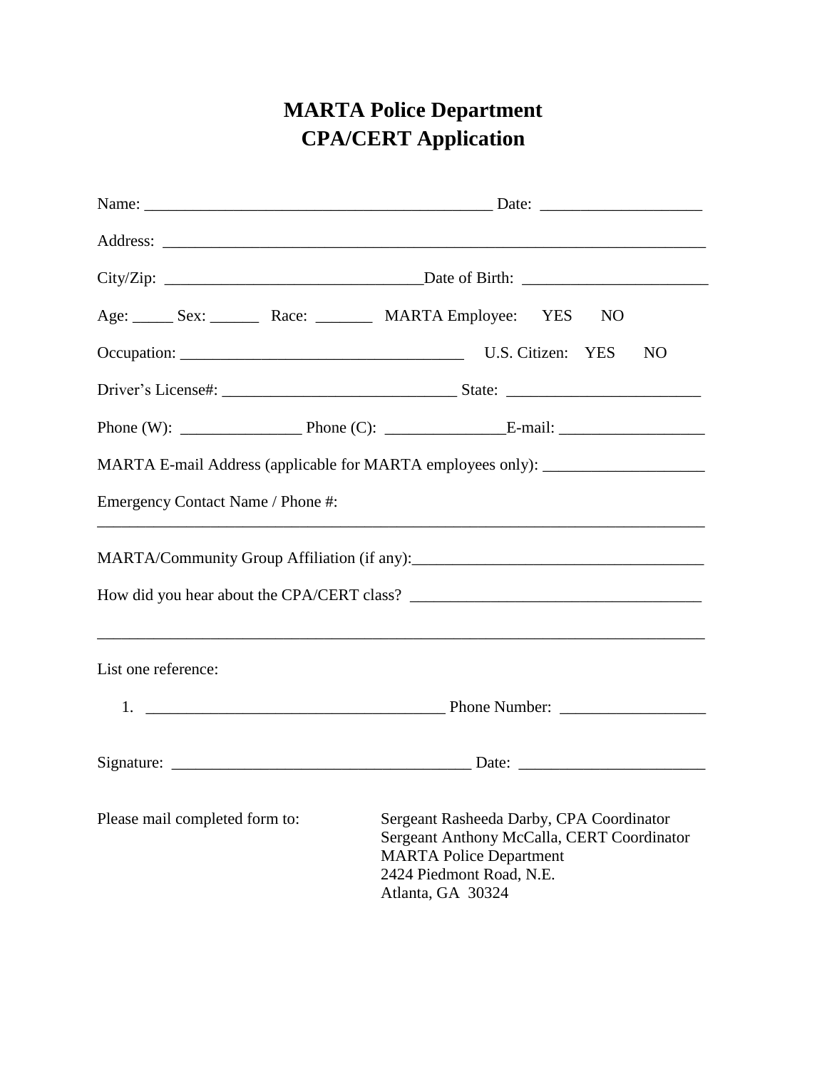# MARTA Police Department
# CPA/CERT Application

Name: ___________________________________________ Date: ____________________

Address: ______________________________________________________________________

City/Zip: ________________________________Date of Birth: _______________________

Age: _____ Sex: ______ Race: _______ MARTA Employee: YES NO

Occupation: ___________________________________ U.S. Citizen: YES NO

Driver's License#: _____________________________ State: ________________________

Phone (W): _______________ Phone (C): _______________E-mail: __________________

MARTA E-mail Address (applicable for MARTA employees only): ____________________

Emergency Contact Name / Phone #:
______________________________________________________________________________

MARTA/Community Group Affiliation (if any):____________________________________

How did you hear about the CPA/CERT class? ____________________________________

______________________________________________________________________________

List one reference:

1. _____________________________________ Phone Number: __________________

Signature: _____________________________________ Date: _______________________

Please mail completed form to:

Sergeant Rasheeda Darby, CPA Coordinator
Sergeant Anthony McCalla, CERT Coordinator
MARTA Police Department
2424 Piedmont Road, N.E.
Atlanta, GA 30324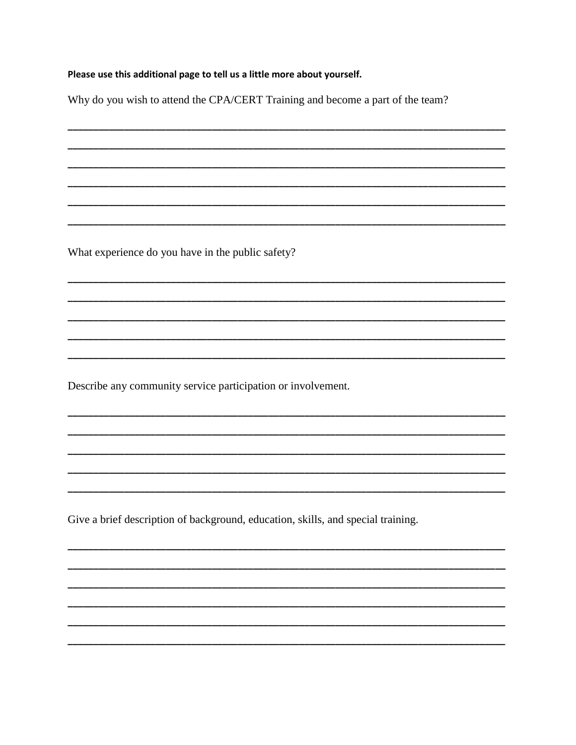**Please use this additional page to tell us a little more about yourself.**

Why do you wish to attend the CPA/CERT Training and become a part of the team?

\_\_\_\_\_\_\_\_\_\_\_\_\_\_\_\_\_\_\_\_\_\_\_\_\_\_\_\_\_\_\_\_\_\_\_\_\_\_\_\_\_\_\_\_\_\_\_\_\_\_\_\_\_\_\_\_\_\_\_\_\_\_\_\_\_\_\_\_\_\_\_\_

\_\_\_\_\_\_\_\_\_\_\_\_\_\_\_\_\_\_\_\_\_\_\_\_\_\_\_\_\_\_\_\_\_\_\_\_\_\_\_\_\_\_\_\_\_\_\_\_\_\_\_\_\_\_\_\_\_\_\_\_\_\_\_\_\_\_\_\_\_\_\_\_

\_\_\_\_\_\_\_\_\_\_\_\_\_\_\_\_\_\_\_\_\_\_\_\_\_\_\_\_\_\_\_\_\_\_\_\_\_\_\_\_\_\_\_\_\_\_\_\_\_\_\_\_\_\_\_\_\_\_\_\_\_\_\_\_\_\_\_\_\_\_\_\_

\_\_\_\_\_\_\_\_\_\_\_\_\_\_\_\_\_\_\_\_\_\_\_\_\_\_\_\_\_\_\_\_\_\_\_\_\_\_\_\_\_\_\_\_\_\_\_\_\_\_\_\_\_\_\_\_\_\_\_\_\_\_\_\_\_\_\_\_\_\_\_\_

\_\_\_\_\_\_\_\_\_\_\_\_\_\_\_\_\_\_\_\_\_\_\_\_\_\_\_\_\_\_\_\_\_\_\_\_\_\_\_\_\_\_\_\_\_\_\_\_\_\_\_\_\_\_\_\_\_\_\_\_\_\_\_\_\_\_\_\_\_\_\_\_

\_\_\_\_\_\_\_\_\_\_\_\_\_\_\_\_\_\_\_\_\_\_\_\_\_\_\_\_\_\_\_\_\_\_\_\_\_\_\_\_\_\_\_\_\_\_\_\_\_\_\_\_\_\_\_\_\_\_\_\_\_\_\_\_\_\_\_\_\_\_\_\_

What experience do you have in the public safety?

\_\_\_\_\_\_\_\_\_\_\_\_\_\_\_\_\_\_\_\_\_\_\_\_\_\_\_\_\_\_\_\_\_\_\_\_\_\_\_\_\_\_\_\_\_\_\_\_\_\_\_\_\_\_\_\_\_\_\_\_\_\_\_\_\_\_\_\_\_\_\_\_

\_\_\_\_\_\_\_\_\_\_\_\_\_\_\_\_\_\_\_\_\_\_\_\_\_\_\_\_\_\_\_\_\_\_\_\_\_\_\_\_\_\_\_\_\_\_\_\_\_\_\_\_\_\_\_\_\_\_\_\_\_\_\_\_\_\_\_\_\_\_\_\_

\_\_\_\_\_\_\_\_\_\_\_\_\_\_\_\_\_\_\_\_\_\_\_\_\_\_\_\_\_\_\_\_\_\_\_\_\_\_\_\_\_\_\_\_\_\_\_\_\_\_\_\_\_\_\_\_\_\_\_\_\_\_\_\_\_\_\_\_\_\_\_\_

\_\_\_\_\_\_\_\_\_\_\_\_\_\_\_\_\_\_\_\_\_\_\_\_\_\_\_\_\_\_\_\_\_\_\_\_\_\_\_\_\_\_\_\_\_\_\_\_\_\_\_\_\_\_\_\_\_\_\_\_\_\_\_\_\_\_\_\_\_\_\_\_

\_\_\_\_\_\_\_\_\_\_\_\_\_\_\_\_\_\_\_\_\_\_\_\_\_\_\_\_\_\_\_\_\_\_\_\_\_\_\_\_\_\_\_\_\_\_\_\_\_\_\_\_\_\_\_\_\_\_\_\_\_\_\_\_\_\_\_\_\_\_\_\_

Describe any community service participation or involvement.

\_\_\_\_\_\_\_\_\_\_\_\_\_\_\_\_\_\_\_\_\_\_\_\_\_\_\_\_\_\_\_\_\_\_\_\_\_\_\_\_\_\_\_\_\_\_\_\_\_\_\_\_\_\_\_\_\_\_\_\_\_\_\_\_\_\_\_\_\_\_\_\_

\_\_\_\_\_\_\_\_\_\_\_\_\_\_\_\_\_\_\_\_\_\_\_\_\_\_\_\_\_\_\_\_\_\_\_\_\_\_\_\_\_\_\_\_\_\_\_\_\_\_\_\_\_\_\_\_\_\_\_\_\_\_\_\_\_\_\_\_\_\_\_\_

\_\_\_\_\_\_\_\_\_\_\_\_\_\_\_\_\_\_\_\_\_\_\_\_\_\_\_\_\_\_\_\_\_\_\_\_\_\_\_\_\_\_\_\_\_\_\_\_\_\_\_\_\_\_\_\_\_\_\_\_\_\_\_\_\_\_\_\_\_\_\_\_

\_\_\_\_\_\_\_\_\_\_\_\_\_\_\_\_\_\_\_\_\_\_\_\_\_\_\_\_\_\_\_\_\_\_\_\_\_\_\_\_\_\_\_\_\_\_\_\_\_\_\_\_\_\_\_\_\_\_\_\_\_\_\_\_\_\_\_\_\_\_\_\_

\_\_\_\_\_\_\_\_\_\_\_\_\_\_\_\_\_\_\_\_\_\_\_\_\_\_\_\_\_\_\_\_\_\_\_\_\_\_\_\_\_\_\_\_\_\_\_\_\_\_\_\_\_\_\_\_\_\_\_\_\_\_\_\_\_\_\_\_\_\_\_\_

Give a brief description of background, education, skills, and special training.

\_\_\_\_\_\_\_\_\_\_\_\_\_\_\_\_\_\_\_\_\_\_\_\_\_\_\_\_\_\_\_\_\_\_\_\_\_\_\_\_\_\_\_\_\_\_\_\_\_\_\_\_\_\_\_\_\_\_\_\_\_\_\_\_\_\_\_\_\_\_\_\_

\_\_\_\_\_\_\_\_\_\_\_\_\_\_\_\_\_\_\_\_\_\_\_\_\_\_\_\_\_\_\_\_\_\_\_\_\_\_\_\_\_\_\_\_\_\_\_\_\_\_\_\_\_\_\_\_\_\_\_\_\_\_\_\_\_\_\_\_\_\_\_\_

\_\_\_\_\_\_\_\_\_\_\_\_\_\_\_\_\_\_\_\_\_\_\_\_\_\_\_\_\_\_\_\_\_\_\_\_\_\_\_\_\_\_\_\_\_\_\_\_\_\_\_\_\_\_\_\_\_\_\_\_\_\_\_\_\_\_\_\_\_\_\_\_

\_\_\_\_\_\_\_\_\_\_\_\_\_\_\_\_\_\_\_\_\_\_\_\_\_\_\_\_\_\_\_\_\_\_\_\_\_\_\_\_\_\_\_\_\_\_\_\_\_\_\_\_\_\_\_\_\_\_\_\_\_\_\_\_\_\_\_\_\_\_\_\_

\_\_\_\_\_\_\_\_\_\_\_\_\_\_\_\_\_\_\_\_\_\_\_\_\_\_\_\_\_\_\_\_\_\_\_\_\_\_\_\_\_\_\_\_\_\_\_\_\_\_\_\_\_\_\_\_\_\_\_\_\_\_\_\_\_\_\_\_\_\_\_\_

\_\_\_\_\_\_\_\_\_\_\_\_\_\_\_\_\_\_\_\_\_\_\_\_\_\_\_\_\_\_\_\_\_\_\_\_\_\_\_\_\_\_\_\_\_\_\_\_\_\_\_\_\_\_\_\_\_\_\_\_\_\_\_\_\_\_\_\_\_\_\_\_